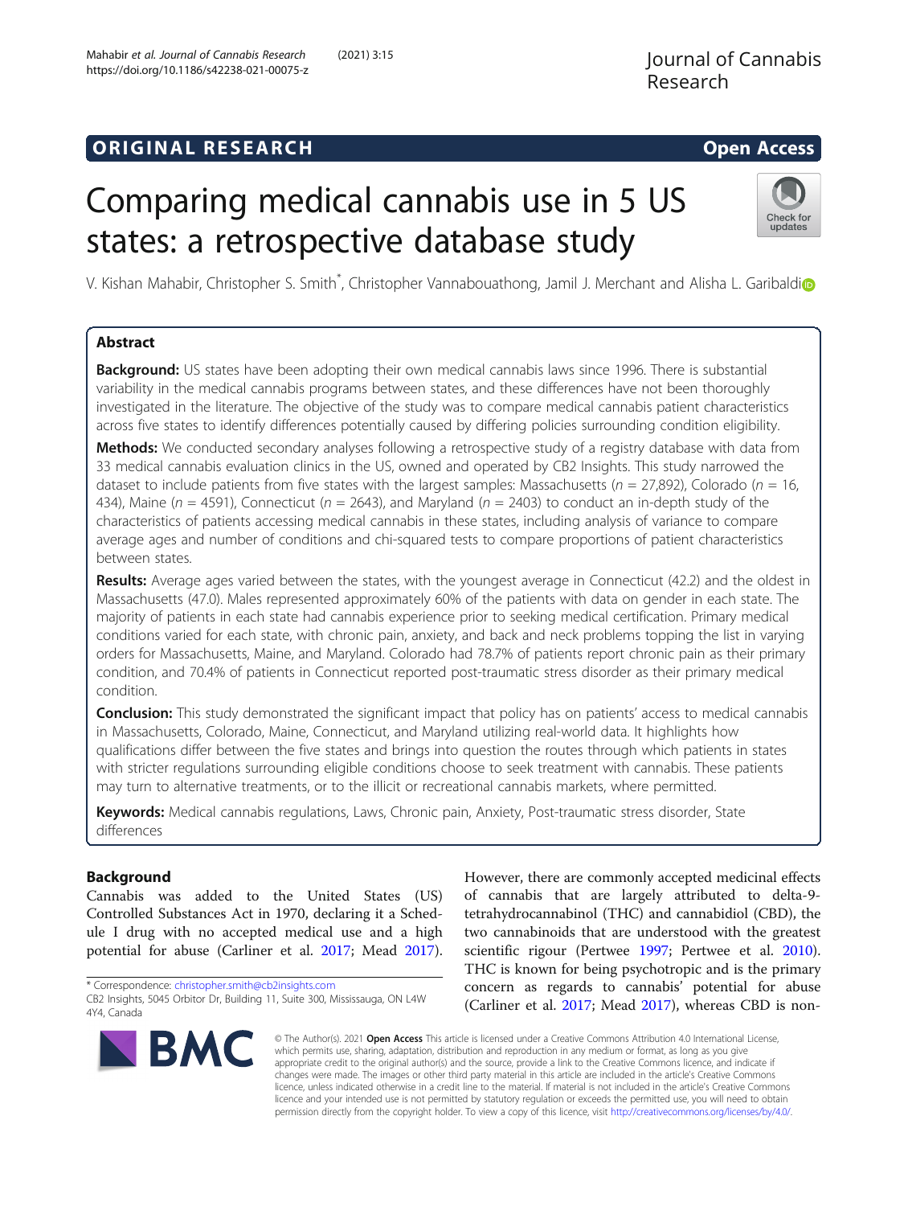ORIGINAL RESEARCH

Open Access

# Comparing medical cannabis use in 5 US states: a retrospective database study

V. Kishan Mahabir, Christopher S. Smith*, Christopher Vannabouathong, Jamil J. Merchant and Alisha L. Garibaldi

## Abstract

**Background:** US states have been adopting their own medical cannabis laws since 1996. There is substantial variability in the medical cannabis programs between states, and these differences have not been thoroughly investigated in the literature. The objective of the study was to compare medical cannabis patient characteristics across five states to identify differences potentially caused by differing policies surrounding condition eligibility.

**Methods:** We conducted secondary analyses following a retrospective study of a registry database with data from 33 medical cannabis evaluation clinics in the US, owned and operated by CB2 Insights. This study narrowed the dataset to include patients from five states with the largest samples: Massachusetts ($n$ = 27,892), Colorado ($n$ = 16, 434), Maine ($n$ = 4591), Connecticut ($n$ = 2643), and Maryland ($n$ = 2403) to conduct an in-depth study of the characteristics of patients accessing medical cannabis in these states, including analysis of variance to compare average ages and number of conditions and chi-squared tests to compare proportions of patient characteristics between states.

**Results:** Average ages varied between the states, with the youngest average in Connecticut (42.2) and the oldest in Massachusetts (47.0). Males represented approximately 60% of the patients with data on gender in each state. The majority of patients in each state had cannabis experience prior to seeking medical certification. Primary medical conditions varied for each state, with chronic pain, anxiety, and back and neck problems topping the list in varying orders for Massachusetts, Maine, and Maryland. Colorado had 78.7% of patients report chronic pain as their primary condition, and 70.4% of patients in Connecticut reported post-traumatic stress disorder as their primary medical condition.

**Conclusion:** This study demonstrated the significant impact that policy has on patients' access to medical cannabis in Massachusetts, Colorado, Maine, Connecticut, and Maryland utilizing real-world data. It highlights how qualifications differ between the five states and brings into question the routes through which patients in states with stricter regulations surrounding eligible conditions choose to seek treatment with cannabis. These patients may turn to alternative treatments, or to the illicit or recreational cannabis markets, where permitted.

**Keywords:** Medical cannabis regulations, Laws, Chronic pain, Anxiety, Post-traumatic stress disorder, State differences

## Background

Cannabis was added to the United States (US) Controlled Substances Act in 1970, declaring it a Schedule I drug with no accepted medical use and a high potential for abuse (Carliner et al. 2017; Mead 2017). However, there are commonly accepted medicinal effects of cannabis that are largely attributed to delta-9-tetrahydrocannabinol (THC) and cannabidiol (CBD), the two cannabinoids that are understood with the greatest scientific rigour (Pertwee 1997; Pertwee et al. 2010). THC is known for being psychotropic and is the primary concern as regards to cannabis' potential for abuse (Carliner et al. 2017; Mead 2017), whereas CBD is non-

* Correspondence: christopher.smith@cb2insights.com
CB2 Insights, 5045 Orbitor Dr, Building 11, Suite 300, Mississauga, ON L4W 4Y4, Canada

© The Author(s). 2021 **Open Access** This article is licensed under a Creative Commons Attribution 4.0 International License, which permits use, sharing, adaptation, distribution and reproduction in any medium or format, as long as you give appropriate credit to the original author(s) and the source, provide a link to the Creative Commons licence, and indicate if changes were made. The images or other third party material in this article are included in the article's Creative Commons licence, unless indicated otherwise in a credit line to the material. If material is not included in the article's Creative Commons licence and your intended use is not permitted by statutory regulation or exceeds the permitted use, you will need to obtain permission directly from the copyright holder. To view a copy of this licence, visit http://creativecommons.org/licenses/by/4.0/.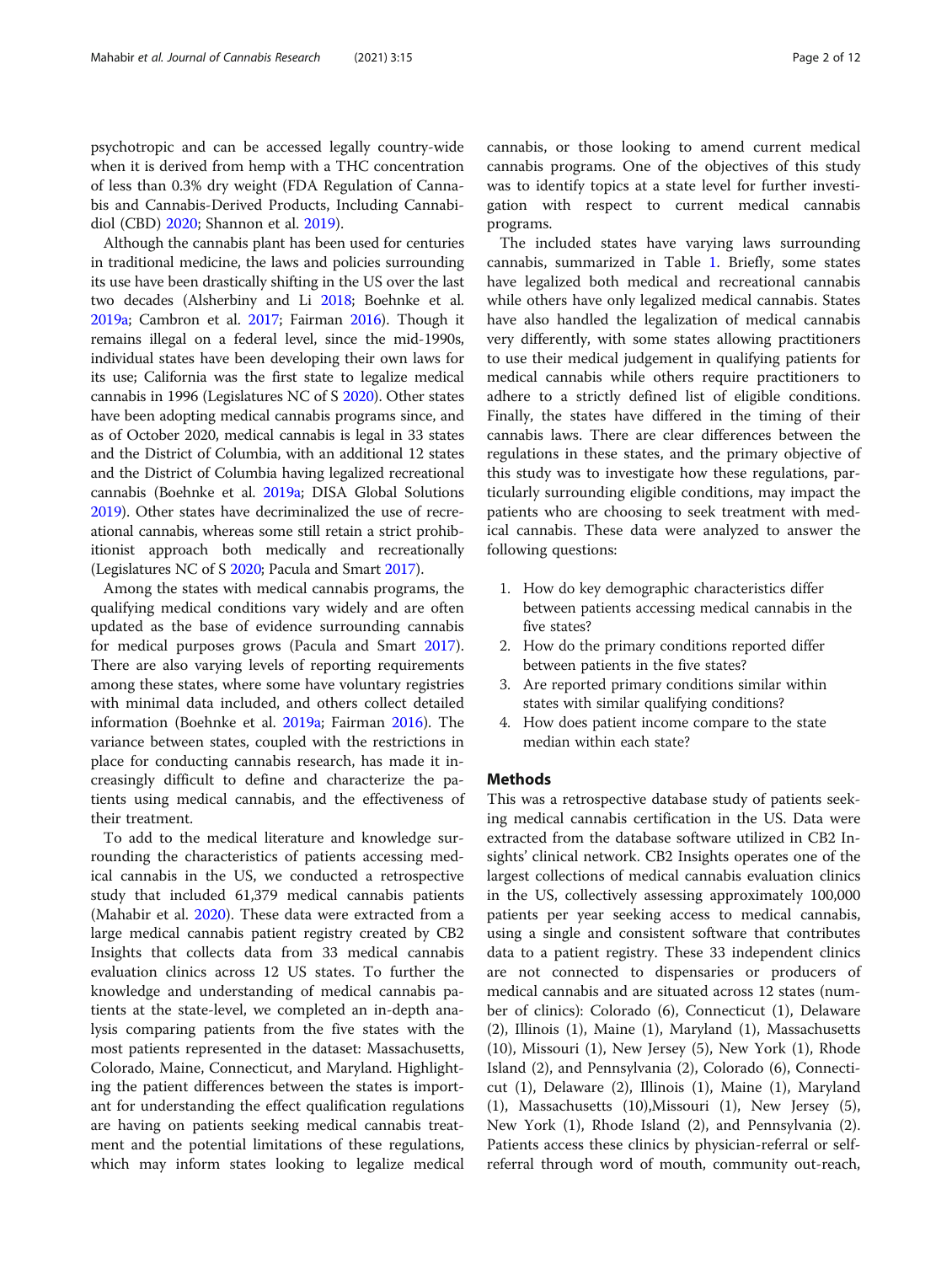psychotropic and can be accessed legally country-wide when it is derived from hemp with a THC concentration of less than 0.3% dry weight (FDA Regulation of Cannabis and Cannabis-Derived Products, Including Cannabidiol (CBD) 2020; Shannon et al. 2019).

Although the cannabis plant has been used for centuries in traditional medicine, the laws and policies surrounding its use have been drastically shifting in the US over the last two decades (Alsherbiny and Li 2018; Boehnke et al. 2019a; Cambron et al. 2017; Fairman 2016). Though it remains illegal on a federal level, since the mid-1990s, individual states have been developing their own laws for its use; California was the first state to legalize medical cannabis in 1996 (Legislatures NC of S 2020). Other states have been adopting medical cannabis programs since, and as of October 2020, medical cannabis is legal in 33 states and the District of Columbia, with an additional 12 states and the District of Columbia having legalized recreational cannabis (Boehnke et al. 2019a; DISA Global Solutions 2019). Other states have decriminalized the use of recreational cannabis, whereas some still retain a strict prohibitionist approach both medically and recreationally (Legislatures NC of S 2020; Pacula and Smart 2017).

Among the states with medical cannabis programs, the qualifying medical conditions vary widely and are often updated as the base of evidence surrounding cannabis for medical purposes grows (Pacula and Smart 2017). There are also varying levels of reporting requirements among these states, where some have voluntary registries with minimal data included, and others collect detailed information (Boehnke et al. 2019a; Fairman 2016). The variance between states, coupled with the restrictions in place for conducting cannabis research, has made it increasingly difficult to define and characterize the patients using medical cannabis, and the effectiveness of their treatment.

To add to the medical literature and knowledge surrounding the characteristics of patients accessing medical cannabis in the US, we conducted a retrospective study that included 61,379 medical cannabis patients (Mahabir et al. 2020). These data were extracted from a large medical cannabis patient registry created by CB2 Insights that collects data from 33 medical cannabis evaluation clinics across 12 US states. To further the knowledge and understanding of medical cannabis patients at the state-level, we completed an in-depth analysis comparing patients from the five states with the most patients represented in the dataset: Massachusetts, Colorado, Maine, Connecticut, and Maryland. Highlighting the patient differences between the states is important for understanding the effect qualification regulations are having on patients seeking medical cannabis treatment and the potential limitations of these regulations, which may inform states looking to legalize medical cannabis, or those looking to amend current medical cannabis programs. One of the objectives of this study was to identify topics at a state level for further investigation with respect to current medical cannabis programs.

The included states have varying laws surrounding cannabis, summarized in Table 1. Briefly, some states have legalized both medical and recreational cannabis while others have only legalized medical cannabis. States have also handled the legalization of medical cannabis very differently, with some states allowing practitioners to use their medical judgement in qualifying patients for medical cannabis while others require practitioners to adhere to a strictly defined list of eligible conditions. Finally, the states have differed in the timing of their cannabis laws. There are clear differences between the regulations in these states, and the primary objective of this study was to investigate how these regulations, particularly surrounding eligible conditions, may impact the patients who are choosing to seek treatment with medical cannabis. These data were analyzed to answer the following questions:

1. How do key demographic characteristics differ between patients accessing medical cannabis in the five states?
2. How do the primary conditions reported differ between patients in the five states?
3. Are reported primary conditions similar within states with similar qualifying conditions?
4. How does patient income compare to the state median within each state?

## Methods

This was a retrospective database study of patients seeking medical cannabis certification in the US. Data were extracted from the database software utilized in CB2 Insights' clinical network. CB2 Insights operates one of the largest collections of medical cannabis evaluation clinics in the US, collectively assessing approximately 100,000 patients per year seeking access to medical cannabis, using a single and consistent software that contributes data to a patient registry. These 33 independent clinics are not connected to dispensaries or producers of medical cannabis and are situated across 12 states (number of clinics): Colorado (6), Connecticut (1), Delaware (2), Illinois (1), Maine (1), Maryland (1), Massachusetts (10), Missouri (1), New Jersey (5), New York (1), Rhode Island (2), and Pennsylvania (2), Colorado (6), Connecticut (1), Delaware (2), Illinois (1), Maine (1), Maryland (1), Massachusetts (10),Missouri (1), New Jersey (5), New York (1), Rhode Island (2), and Pennsylvania (2). Patients access these clinics by physician-referral or self-referral through word of mouth, community out-reach,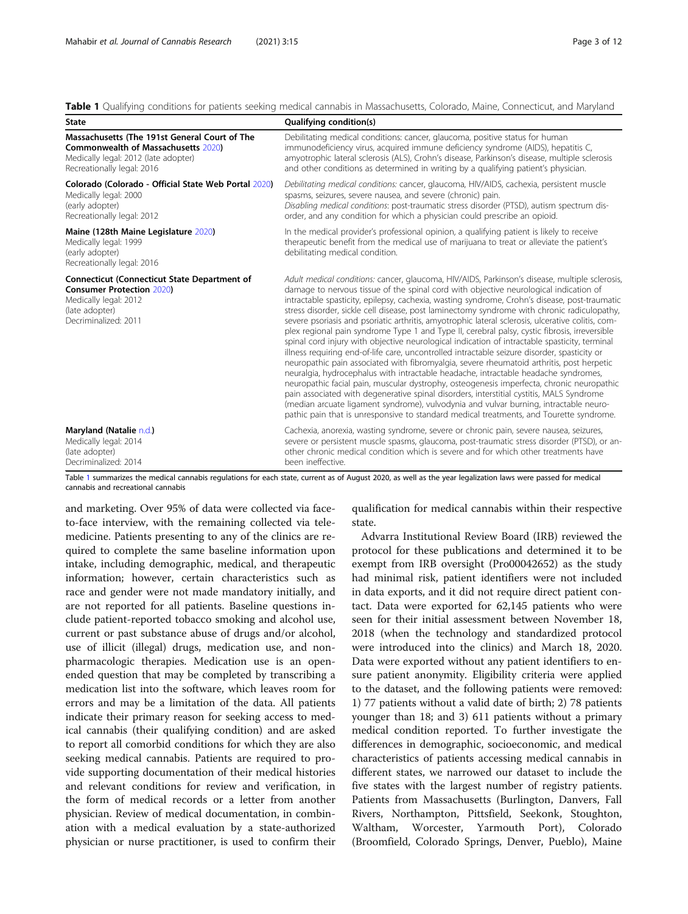**Table 1** Qualifying conditions for patients seeking medical cannabis in Massachusetts, Colorado, Maine, Connecticut, and Maryland

| State | Qualifying condition(s) |
| --- | --- |
| **Massachusetts (The 191st General Court of The Commonwealth of Massachusetts 2020)** Medically legal: 2012 (late adopter) Recreationally legal: 2016 | Debilitating medical conditions: cancer, glaucoma, positive status for human immunodeficiency virus, acquired immune deficiency syndrome (AIDS), hepatitis C, amyotrophic lateral sclerosis (ALS), Crohn's disease, Parkinson's disease, multiple sclerosis and other conditions as determined in writing by a qualifying patient's physician. |
| **Colorado (Colorado - Official State Web Portal 2020)** Medically legal: 2000 (early adopter) Recreationally legal: 2012 | *Debilitating medical conditions:* cancer, glaucoma, HIV/AIDS, cachexia, persistent muscle spasms, seizures, severe nausea, and severe (chronic) pain. *Disabling medical conditions*: post-traumatic stress disorder (PTSD), autism spectrum disorder, and any condition for which a physician could prescribe an opioid. |
| **Maine (128th Maine Legislature 2020)** Medically legal: 1999 (early adopter) Recreationally legal: 2016 | In the medical provider's professional opinion, a qualifying patient is likely to receive therapeutic benefit from the medical use of marijuana to treat or alleviate the patient's debilitating medical condition. |
| **Connecticut (Connecticut State Department of Consumer Protection 2020)** Medically legal: 2012 (late adopter) Decriminalized: 2011 | *Adult medical conditions:* cancer, glaucoma, HIV/AIDS, Parkinson's disease, multiple sclerosis, damage to nervous tissue of the spinal cord with objective neurological indication of intractable spasticity, epilepsy, cachexia, wasting syndrome, Crohn's disease, post-traumatic stress disorder, sickle cell disease, post laminectomy syndrome with chronic radiculopathy, severe psoriasis and psoriatic arthritis, amyotrophic lateral sclerosis, ulcerative colitis, complex regional pain syndrome Type 1 and Type II, cerebral palsy, cystic fibrosis, irreversible spinal cord injury with objective neurological indication of intractable spasticity, terminal illness requiring end-of-life care, uncontrolled intractable seizure disorder, spasticity or neuropathic pain associated with fibromyalgia, severe rheumatoid arthritis, post herpetic neuralgia, hydrocephalus with intractable headache, intractable headache syndromes, neuropathic facial pain, muscular dystrophy, osteogenesis imperfecta, chronic neuropathic pain associated with degenerative spinal disorders, interstitial cystitis, MALS Syndrome (median arcuate ligament syndrome), vulvodynia and vulvar burning, intractable neuropathic pain that is unresponsive to standard medical treatments, and Tourette syndrome. |
| **Maryland (Natalie n.d.)** Medically legal: 2014 (late adopter) Decriminalized: 2014 | Cachexia, anorexia, wasting syndrome, severe or chronic pain, severe nausea, seizures, severe or persistent muscle spasms, glaucoma, post-traumatic stress disorder (PTSD), or another chronic medical condition which is severe and for which other treatments have been ineffective. |

Table 1 summarizes the medical cannabis regulations for each state, current as of August 2020, as well as the year legalization laws were passed for medical cannabis and recreational cannabis

and marketing. Over 95% of data were collected via face-to-face interview, with the remaining collected via telemedicine. Patients presenting to any of the clinics are required to complete the same baseline information upon intake, including demographic, medical, and therapeutic information; however, certain characteristics such as race and gender were not made mandatory initially, and are not reported for all patients. Baseline questions include patient-reported tobacco smoking and alcohol use, current or past substance abuse of drugs and/or alcohol, use of illicit (illegal) drugs, medication use, and non-pharmacologic therapies. Medication use is an open-ended question that may be completed by transcribing a medication list into the software, which leaves room for errors and may be a limitation of the data. All patients indicate their primary reason for seeking access to medical cannabis (their qualifying condition) and are asked to report all comorbid conditions for which they are also seeking medical cannabis. Patients are required to provide supporting documentation of their medical histories and relevant conditions for review and verification, in the form of medical records or a letter from another physician. Review of medical documentation, in combination with a medical evaluation by a state-authorized physician or nurse practitioner, is used to confirm their qualification for medical cannabis within their respective state.

Advarra Institutional Review Board (IRB) reviewed the protocol for these publications and determined it to be exempt from IRB oversight (Pro00042652) as the study had minimal risk, patient identifiers were not included in data exports, and it did not require direct patient contact. Data were exported for 62,145 patients who were seen for their initial assessment between November 18, 2018 (when the technology and standardized protocol were introduced into the clinics) and March 18, 2020. Data were exported without any patient identifiers to ensure patient anonymity. Eligibility criteria were applied to the dataset, and the following patients were removed: 1) 77 patients without a valid date of birth; 2) 78 patients younger than 18; and 3) 611 patients without a primary medical condition reported. To further investigate the differences in demographic, socioeconomic, and medical characteristics of patients accessing medical cannabis in different states, we narrowed our dataset to include the five states with the largest number of registry patients. Patients from Massachusetts (Burlington, Danvers, Fall Rivers, Northampton, Pittsfield, Seekonk, Stoughton, Waltham, Worcester, Yarmouth Port), Colorado (Broomfield, Colorado Springs, Denver, Pueblo), Maine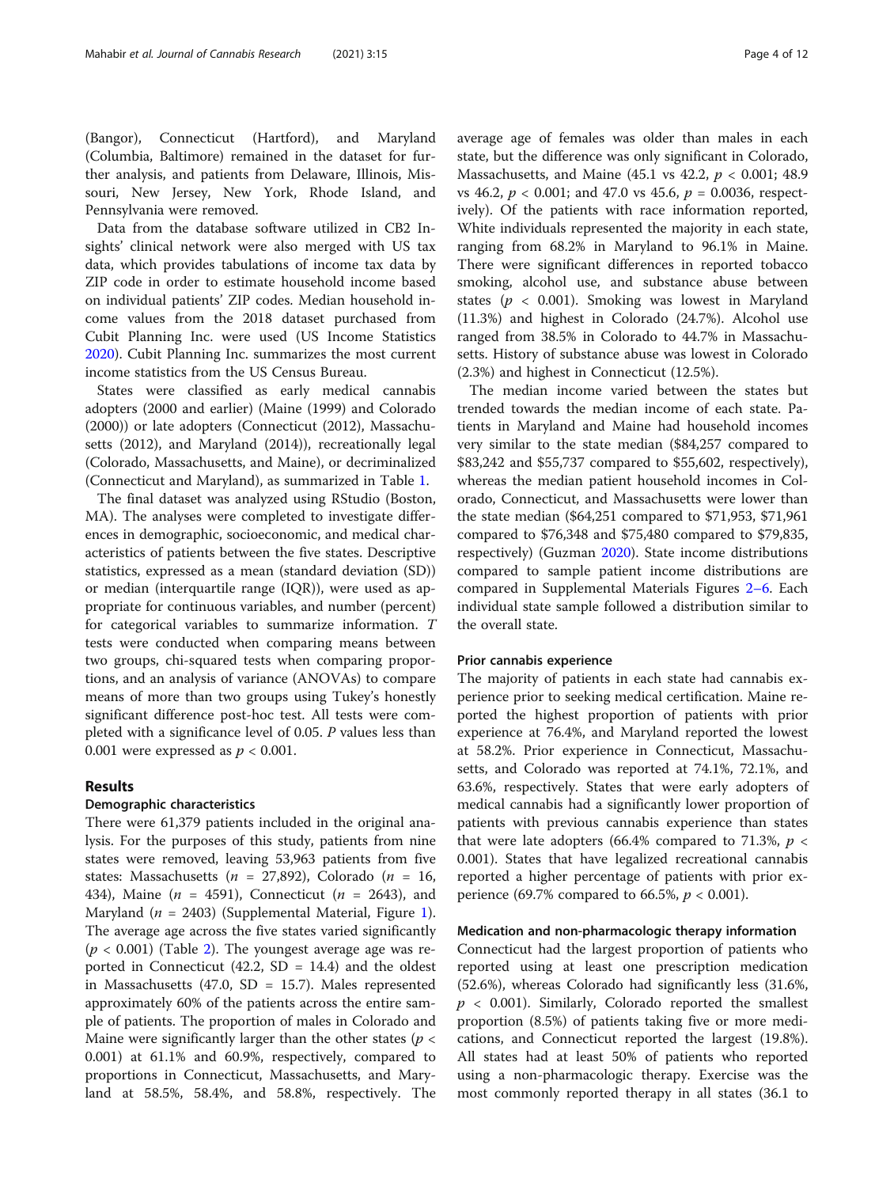(Bangor), Connecticut (Hartford), and Maryland (Columbia, Baltimore) remained in the dataset for further analysis, and patients from Delaware, Illinois, Missouri, New Jersey, New York, Rhode Island, and Pennsylvania were removed.

Data from the database software utilized in CB2 Insights' clinical network were also merged with US tax data, which provides tabulations of income tax data by ZIP code in order to estimate household income based on individual patients' ZIP codes. Median household income values from the 2018 dataset purchased from Cubit Planning Inc. were used (US Income Statistics 2020). Cubit Planning Inc. summarizes the most current income statistics from the US Census Bureau.

States were classified as early medical cannabis adopters (2000 and earlier) (Maine (1999) and Colorado (2000)) or late adopters (Connecticut (2012), Massachusetts (2012), and Maryland (2014)), recreationally legal (Colorado, Massachusetts, and Maine), or decriminalized (Connecticut and Maryland), as summarized in Table 1.

The final dataset was analyzed using RStudio (Boston, MA). The analyses were completed to investigate differences in demographic, socioeconomic, and medical characteristics of patients between the five states. Descriptive statistics, expressed as a mean (standard deviation (SD)) or median (interquartile range (IQR)), were used as appropriate for continuous variables, and number (percent) for categorical variables to summarize information. *T* tests were conducted when comparing means between two groups, chi-squared tests when comparing proportions, and an analysis of variance (ANOVAs) to compare means of more than two groups using Tukey's honestly significant difference post-hoc test. All tests were completed with a significance level of 0.05. *P* values less than 0.001 were expressed as $p < 0.001$.

## Results

### Demographic characteristics

There were 61,379 patients included in the original analysis. For the purposes of this study, patients from nine states were removed, leaving 53,963 patients from five states: Massachusetts ($n$ = 27,892), Colorado ($n$ = 16,434), Maine ($n$ = 4591), Connecticut ($n$ = 2643), and Maryland ($n$ = 2403) (Supplemental Material, Figure 1). The average age across the five states varied significantly ($p < 0.001$) (Table 2). The youngest average age was reported in Connecticut (42.2, SD = 14.4) and the oldest in Massachusetts (47.0, SD = 15.7). Males represented approximately 60% of the patients across the entire sample of patients. The proportion of males in Colorado and Maine were significantly larger than the other states ($p < 0.001$) at 61.1% and 60.9%, respectively, compared to proportions in Connecticut, Massachusetts, and Maryland at 58.5%, 58.4%, and 58.8%, respectively. The average age of females was older than males in each state, but the difference was only significant in Colorado, Massachusetts, and Maine (45.1 vs 42.2, $p < 0.001$; 48.9 vs 46.2, $p < 0.001$; and 47.0 vs 45.6, $p = 0.0036$, respectively). Of the patients with race information reported, White individuals represented the majority in each state, ranging from 68.2% in Maryland to 96.1% in Maine. There were significant differences in reported tobacco smoking, alcohol use, and substance abuse between states ($p < 0.001$). Smoking was lowest in Maryland (11.3%) and highest in Colorado (24.7%). Alcohol use ranged from 38.5% in Colorado to 44.7% in Massachusetts. History of substance abuse was lowest in Colorado (2.3%) and highest in Connecticut (12.5%).

The median income varied between the states but trended towards the median income of each state. Patients in Maryland and Maine had household incomes very similar to the state median ($84,257 compared to $83,242 and $55,737 compared to $55,602, respectively), whereas the median patient household incomes in Colorado, Connecticut, and Massachusetts were lower than the state median ($64,251 compared to $71,953, $71,961 compared to $76,348 and $75,480 compared to $79,835, respectively) (Guzman 2020). State income distributions compared to sample patient income distributions are compared in Supplemental Materials Figures 2–6. Each individual state sample followed a distribution similar to the overall state.

### Prior cannabis experience

The majority of patients in each state had cannabis experience prior to seeking medical certification. Maine reported the highest proportion of patients with prior experience at 76.4%, and Maryland reported the lowest at 58.2%. Prior experience in Connecticut, Massachusetts, and Colorado was reported at 74.1%, 72.1%, and 63.6%, respectively. States that were early adopters of medical cannabis had a significantly lower proportion of patients with previous cannabis experience than states that were late adopters (66.4% compared to 71.3%, $p < 0.001$). States that have legalized recreational cannabis reported a higher percentage of patients with prior experience (69.7% compared to 66.5%, $p < 0.001$).

### Medication and non-pharmacologic therapy information

Connecticut had the largest proportion of patients who reported using at least one prescription medication (52.6%), whereas Colorado had significantly less (31.6%, $p < 0.001$). Similarly, Colorado reported the smallest proportion (8.5%) of patients taking five or more medications, and Connecticut reported the largest (19.8%). All states had at least 50% of patients who reported using a non-pharmacologic therapy. Exercise was the most commonly reported therapy in all states (36.1 to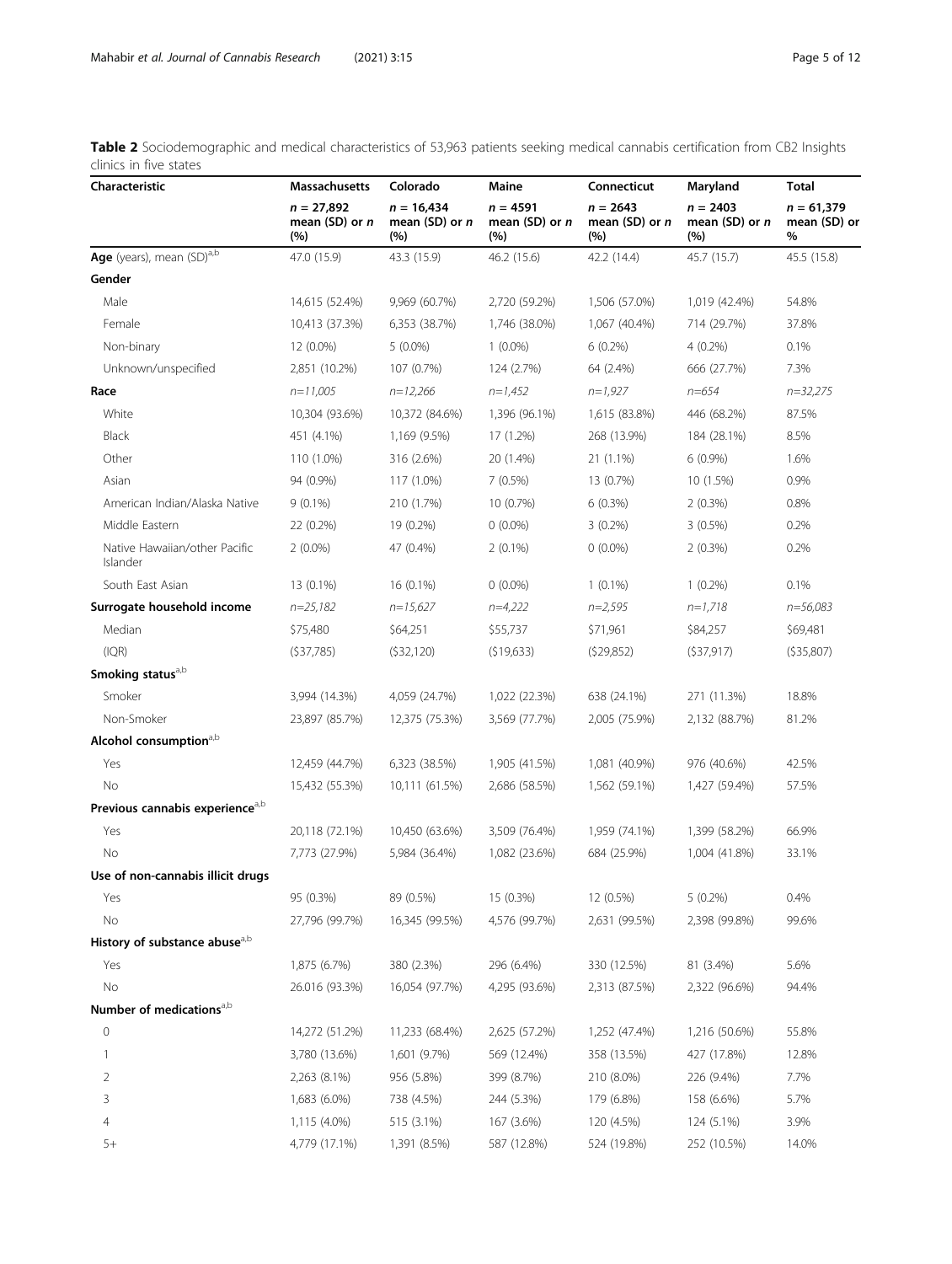**Table 2** Sociodemographic and medical characteristics of 53,963 patients seeking medical cannabis certification from CB2 Insights clinics in five states

| Characteristic | Massachusetts | Colorado | Maine | Connecticut | Maryland | Total |
|---|---|---|---|---|---|---|
| | *n* = 27,892 mean (SD) or *n* (%) | *n* = 16,434 mean (SD) or *n* (%) | *n* = 4591 mean (SD) or *n* (%) | *n* = 2643 mean (SD) or *n* (%) | *n* = 2403 mean (SD) or *n* (%) | *n* = 61,379 mean (SD) or % |
| **Age** (years), mean (SD)[a,b] | 47.0 (15.9) | 43.3 (15.9) | 46.2 (15.6) | 42.2 (14.4) | 45.7 (15.7) | 45.5 (15.8) |
| **Gender** | | | | | | |
| Male | 14,615 (52.4%) | 9,969 (60.7%) | 2,720 (59.2%) | 1,506 (57.0%) | 1,019 (42.4%) | 54.8% |
| Female | 10,413 (37.3%) | 6,353 (38.7%) | 1,746 (38.0%) | 1,067 (40.4%) | 714 (29.7%) | 37.8% |
| Non-binary | 12 (0.0%) | 5 (0.0%) | 1 (0.0%) | 6 (0.2%) | 4 (0.2%) | 0.1% |
| Unknown/unspecified | 2,851 (10.2%) | 107 (0.7%) | 124 (2.7%) | 64 (2.4%) | 666 (27.7%) | 7.3% |
| **Race** | *n=11,005* | *n=12,266* | *n=1,452* | *n=1,927* | *n=654* | *n=32,275* |
| White | 10,304 (93.6%) | 10,372 (84.6%) | 1,396 (96.1%) | 1,615 (83.8%) | 446 (68.2%) | 87.5% |
| Black | 451 (4.1%) | 1,169 (9.5%) | 17 (1.2%) | 268 (13.9%) | 184 (28.1%) | 8.5% |
| Other | 110 (1.0%) | 316 (2.6%) | 20 (1.4%) | 21 (1.1%) | 6 (0.9%) | 1.6% |
| Asian | 94 (0.9%) | 117 (1.0%) | 7 (0.5%) | 13 (0.7%) | 10 (1.5%) | 0.9% |
| American Indian/Alaska Native | 9 (0.1%) | 210 (1.7%) | 10 (0.7%) | 6 (0.3%) | 2 (0.3%) | 0.8% |
| Middle Eastern | 22 (0.2%) | 19 (0.2%) | 0 (0.0%) | 3 (0.2%) | 3 (0.5%) | 0.2% |
| Native Hawaiian/other Pacific Islander | 2 (0.0%) | 47 (0.4%) | 2 (0.1%) | 0 (0.0%) | 2 (0.3%) | 0.2% |
| South East Asian | 13 (0.1%) | 16 (0.1%) | 0 (0.0%) | 1 (0.1%) | 1 (0.2%) | 0.1% |
| **Surrogate household income** | *n=25,182* | *n=15,627* | *n=4,222* | *n=2,595* | *n=1,718* | *n=56,083* |
| Median | $75,480 | $64,251 | $55,737 | $71,961 | $84,257 | $69,481 |
| (IQR) | ($37,785) | ($32,120) | ($19,633) | ($29,852) | ($37,917) | ($35,807) |
| **Smoking status**[a,b] | | | | | | |
| Smoker | 3,994 (14.3%) | 4,059 (24.7%) | 1,022 (22.3%) | 638 (24.1%) | 271 (11.3%) | 18.8% |
| Non-Smoker | 23,897 (85.7%) | 12,375 (75.3%) | 3,569 (77.7%) | 2,005 (75.9%) | 2,132 (88.7%) | 81.2% |
| **Alcohol consumption**[a,b] | | | | | | |
| Yes | 12,459 (44.7%) | 6,323 (38.5%) | 1,905 (41.5%) | 1,081 (40.9%) | 976 (40.6%) | 42.5% |
| No | 15,432 (55.3%) | 10,111 (61.5%) | 2,686 (58.5%) | 1,562 (59.1%) | 1,427 (59.4%) | 57.5% |
| **Previous cannabis experience**[a,b] | | | | | | |
| Yes | 20,118 (72.1%) | 10,450 (63.6%) | 3,509 (76.4%) | 1,959 (74.1%) | 1,399 (58.2%) | 66.9% |
| No | 7,773 (27.9%) | 5,984 (36.4%) | 1,082 (23.6%) | 684 (25.9%) | 1,004 (41.8%) | 33.1% |
| **Use of non-cannabis illicit drugs** | | | | | | |
| Yes | 95 (0.3%) | 89 (0.5%) | 15 (0.3%) | 12 (0.5%) | 5 (0.2%) | 0.4% |
| No | 27,796 (99.7%) | 16,345 (99.5%) | 4,576 (99.7%) | 2,631 (99.5%) | 2,398 (99.8%) | 99.6% |
| **History of substance abuse**[a,b] | | | | | | |
| Yes | 1,875 (6.7%) | 380 (2.3%) | 296 (6.4%) | 330 (12.5%) | 81 (3.4%) | 5.6% |
| No | 26.016 (93.3%) | 16,054 (97.7%) | 4,295 (93.6%) | 2,313 (87.5%) | 2,322 (96.6%) | 94.4% |
| **Number of medications**[a,b] | | | | | | |
| 0 | 14,272 (51.2%) | 11,233 (68.4%) | 2,625 (57.2%) | 1,252 (47.4%) | 1,216 (50.6%) | 55.8% |
| 1 | 3,780 (13.6%) | 1,601 (9.7%) | 569 (12.4%) | 358 (13.5%) | 427 (17.8%) | 12.8% |
| 2 | 2,263 (8.1%) | 956 (5.8%) | 399 (8.7%) | 210 (8.0%) | 226 (9.4%) | 7.7% |
| 3 | 1,683 (6.0%) | 738 (4.5%) | 244 (5.3%) | 179 (6.8%) | 158 (6.6%) | 5.7% |
| 4 | 1,115 (4.0%) | 515 (3.1%) | 167 (3.6%) | 120 (4.5%) | 124 (5.1%) | 3.9% |
| 5+ | 4,779 (17.1%) | 1,391 (8.5%) | 587 (12.8%) | 524 (19.8%) | 252 (10.5%) | 14.0% |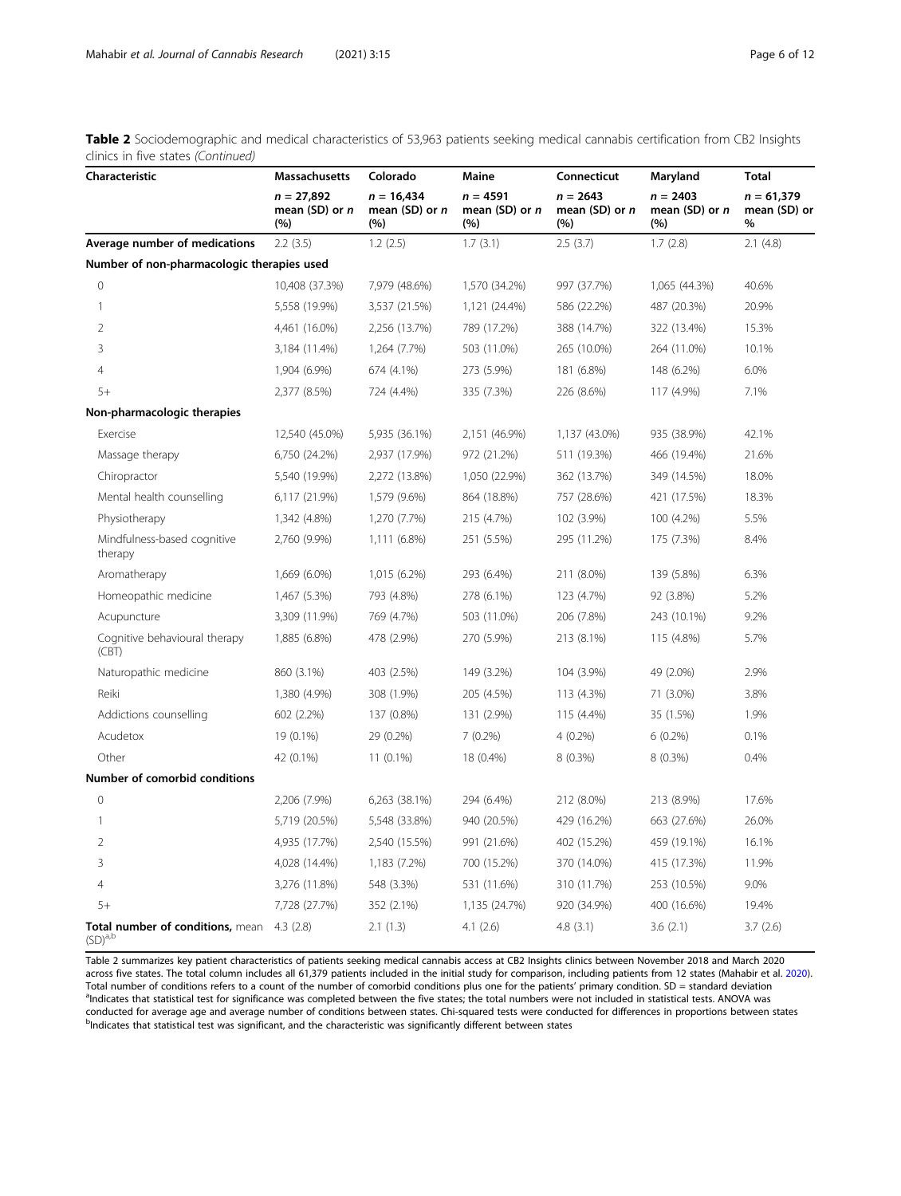**Table 2** Sociodemographic and medical characteristics of 53,963 patients seeking medical cannabis certification from CB2 Insights clinics in five states *(Continued)*

| Characteristic | Massachusetts | Colorado | Maine | Connecticut | Maryland | Total |
|---|---|---|---|---|---|---|
| | $n = 27,892$ mean (SD) or $n$ (%) | $n = 16,434$ mean (SD) or $n$ (%) | $n = 4591$ mean (SD) or $n$ (%) | $n = 2643$ mean (SD) or $n$ (%) | $n = 2403$ mean (SD) or $n$ (%) | $n = 61,379$ mean (SD) or % |
| **Average number of medications** | 2.2 (3.5) | 1.2 (2.5) | 1.7 (3.1) | 2.5 (3.7) | 1.7 (2.8) | 2.1 (4.8) |
| **Number of non-pharmacologic therapies used** | | | | | | |
| 0 | 10,408 (37.3%) | 7,979 (48.6%) | 1,570 (34.2%) | 997 (37.7%) | 1,065 (44.3%) | 40.6% |
| 1 | 5,558 (19.9%) | 3,537 (21.5%) | 1,121 (24.4%) | 586 (22.2%) | 487 (20.3%) | 20.9% |
| 2 | 4,461 (16.0%) | 2,256 (13.7%) | 789 (17.2%) | 388 (14.7%) | 322 (13.4%) | 15.3% |
| 3 | 3,184 (11.4%) | 1,264 (7.7%) | 503 (11.0%) | 265 (10.0%) | 264 (11.0%) | 10.1% |
| 4 | 1,904 (6.9%) | 674 (4.1%) | 273 (5.9%) | 181 (6.8%) | 148 (6.2%) | 6.0% |
| 5+ | 2,377 (8.5%) | 724 (4.4%) | 335 (7.3%) | 226 (8.6%) | 117 (4.9%) | 7.1% |
| **Non-pharmacologic therapies** | | | | | | |
| Exercise | 12,540 (45.0%) | 5,935 (36.1%) | 2,151 (46.9%) | 1,137 (43.0%) | 935 (38.9%) | 42.1% |
| Massage therapy | 6,750 (24.2%) | 2,937 (17.9%) | 972 (21.2%) | 511 (19.3%) | 466 (19.4%) | 21.6% |
| Chiropractor | 5,540 (19.9%) | 2,272 (13.8%) | 1,050 (22.9%) | 362 (13.7%) | 349 (14.5%) | 18.0% |
| Mental health counselling | 6,117 (21.9%) | 1,579 (9.6%) | 864 (18.8%) | 757 (28.6%) | 421 (17.5%) | 18.3% |
| Physiotherapy | 1,342 (4.8%) | 1,270 (7.7%) | 215 (4.7%) | 102 (3.9%) | 100 (4.2%) | 5.5% |
| Mindfulness-based cognitive therapy | 2,760 (9.9%) | 1,111 (6.8%) | 251 (5.5%) | 295 (11.2%) | 175 (7.3%) | 8.4% |
| Aromatherapy | 1,669 (6.0%) | 1,015 (6.2%) | 293 (6.4%) | 211 (8.0%) | 139 (5.8%) | 6.3% |
| Homeopathic medicine | 1,467 (5.3%) | 793 (4.8%) | 278 (6.1%) | 123 (4.7%) | 92 (3.8%) | 5.2% |
| Acupuncture | 3,309 (11.9%) | 769 (4.7%) | 503 (11.0%) | 206 (7.8%) | 243 (10.1%) | 9.2% |
| Cognitive behavioural therapy (CBT) | 1,885 (6.8%) | 478 (2.9%) | 270 (5.9%) | 213 (8.1%) | 115 (4.8%) | 5.7% |
| Naturopathic medicine | 860 (3.1%) | 403 (2.5%) | 149 (3.2%) | 104 (3.9%) | 49 (2.0%) | 2.9% |
| Reiki | 1,380 (4.9%) | 308 (1.9%) | 205 (4.5%) | 113 (4.3%) | 71 (3.0%) | 3.8% |
| Addictions counselling | 602 (2.2%) | 137 (0.8%) | 131 (2.9%) | 115 (4.4%) | 35 (1.5%) | 1.9% |
| Acudetox | 19 (0.1%) | 29 (0.2%) | 7 (0.2%) | 4 (0.2%) | 6 (0.2%) | 0.1% |
| Other | 42 (0.1%) | 11 (0.1%) | 18 (0.4%) | 8 (0.3%) | 8 (0.3%) | 0.4% |
| **Number of comorbid conditions** | | | | | | |
| 0 | 2,206 (7.9%) | 6,263 (38.1%) | 294 (6.4%) | 212 (8.0%) | 213 (8.9%) | 17.6% |
| 1 | 5,719 (20.5%) | 5,548 (33.8%) | 940 (20.5%) | 429 (16.2%) | 663 (27.6%) | 26.0% |
| 2 | 4,935 (17.7%) | 2,540 (15.5%) | 991 (21.6%) | 402 (15.2%) | 459 (19.1%) | 16.1% |
| 3 | 4,028 (14.4%) | 1,183 (7.2%) | 700 (15.2%) | 370 (14.0%) | 415 (17.3%) | 11.9% |
| 4 | 3,276 (11.8%) | 548 (3.3%) | 531 (11.6%) | 310 (11.7%) | 253 (10.5%) | 9.0% |
| 5+ | 7,728 (27.7%) | 352 (2.1%) | 1,135 (24.7%) | 920 (34.9%) | 400 (16.6%) | 19.4% |
| **Total number of conditions,** mean (SD)[a,b] | 4.3 (2.8) | 2.1 (1.3) | 4.1 (2.6) | 4.8 (3.1) | 3.6 (2.1) | 3.7 (2.6) |

Table 2 summarizes key patient characteristics of patients seeking medical cannabis access at CB2 Insights clinics between November 2018 and March 2020 across five states. The total column includes all 61,379 patients included in the initial study for comparison, including patients from 12 states (Mahabir et al. 2020). Total number of conditions refers to a count of the number of comorbid conditions plus one for the patients' primary condition. SD = standard deviation
[a]Indicates that statistical test for significance was completed between the five states; the total numbers were not included in statistical tests. ANOVA was conducted for average age and average number of conditions between states. Chi-squared tests were conducted for differences in proportions between states
[b]Indicates that statistical test was significant, and the characteristic was significantly different between states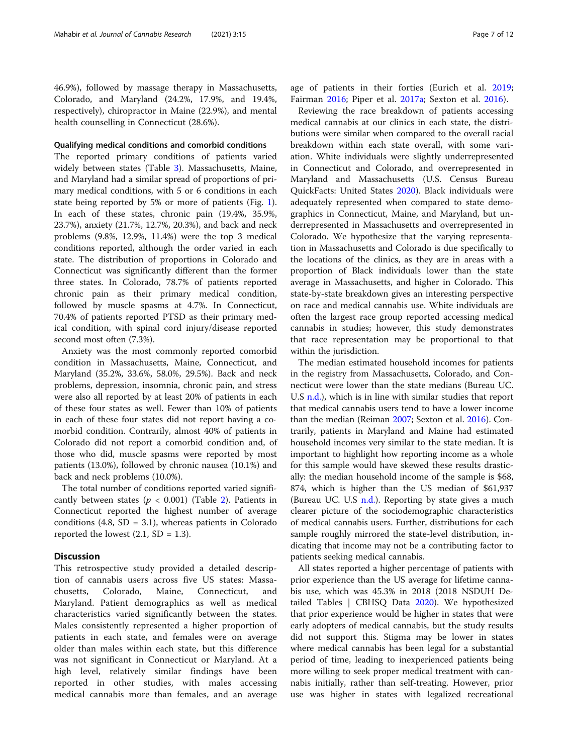46.9%), followed by massage therapy in Massachusetts, Colorado, and Maryland (24.2%, 17.9%, and 19.4%, respectively), chiropractor in Maine (22.9%), and mental health counselling in Connecticut (28.6%).

#### Qualifying medical conditions and comorbid conditions

The reported primary conditions of patients varied widely between states (Table 3). Massachusetts, Maine, and Maryland had a similar spread of proportions of primary medical conditions, with 5 or 6 conditions in each state being reported by 5% or more of patients (Fig. 1). In each of these states, chronic pain (19.4%, 35.9%, 23.7%), anxiety (21.7%, 12.7%, 20.3%), and back and neck problems (9.8%, 12.9%, 11.4%) were the top 3 medical conditions reported, although the order varied in each state. The distribution of proportions in Colorado and Connecticut was significantly different than the former three states. In Colorado, 78.7% of patients reported chronic pain as their primary medical condition, followed by muscle spasms at 4.7%. In Connecticut, 70.4% of patients reported PTSD as their primary medical condition, with spinal cord injury/disease reported second most often (7.3%).

Anxiety was the most commonly reported comorbid condition in Massachusetts, Maine, Connecticut, and Maryland (35.2%, 33.6%, 58.0%, 29.5%). Back and neck problems, depression, insomnia, chronic pain, and stress were also all reported by at least 20% of patients in each of these four states as well. Fewer than 10% of patients in each of these four states did not report having a comorbid condition. Contrarily, almost 40% of patients in Colorado did not report a comorbid condition and, of those who did, muscle spasms were reported by most patients (13.0%), followed by chronic nausea (10.1%) and back and neck problems (10.0%).

The total number of conditions reported varied significantly between states ($p < 0.001$) (Table 2). Patients in Connecticut reported the highest number of average conditions (4.8, SD = 3.1), whereas patients in Colorado reported the lowest (2.1, SD = 1.3).

## Discussion

This retrospective study provided a detailed description of cannabis users across five US states: Massachusetts, Colorado, Maine, Connecticut, and Maryland. Patient demographics as well as medical characteristics varied significantly between the states. Males consistently represented a higher proportion of patients in each state, and females were on average older than males within each state, but this difference was not significant in Connecticut or Maryland. At a high level, relatively similar findings have been reported in other studies, with males accessing medical cannabis more than females, and an average age of patients in their forties (Eurich et al. 2019; Fairman 2016; Piper et al. 2017a; Sexton et al. 2016).

Reviewing the race breakdown of patients accessing medical cannabis at our clinics in each state, the distributions were similar when compared to the overall racial breakdown within each state overall, with some variation. White individuals were slightly underrepresented in Connecticut and Colorado, and overrepresented in Maryland and Massachusetts (U.S. Census Bureau QuickFacts: United States 2020). Black individuals were adequately represented when compared to state demographics in Connecticut, Maine, and Maryland, but underrepresented in Massachusetts and overrepresented in Colorado. We hypothesize that the varying representation in Massachusetts and Colorado is due specifically to the locations of the clinics, as they are in areas with a proportion of Black individuals lower than the state average in Massachusetts, and higher in Colorado. This state-by-state breakdown gives an interesting perspective on race and medical cannabis use. White individuals are often the largest race group reported accessing medical cannabis in studies; however, this study demonstrates that race representation may be proportional to that within the jurisdiction.

The median estimated household incomes for patients in the registry from Massachusetts, Colorado, and Connecticut were lower than the state medians (Bureau UC. U.S n.d.), which is in line with similar studies that report that medical cannabis users tend to have a lower income than the median (Reiman 2007; Sexton et al. 2016). Contrarily, patients in Maryland and Maine had estimated household incomes very similar to the state median. It is important to highlight how reporting income as a whole for this sample would have skewed these results drastically: the median household income of the sample is $68,874, which is higher than the US median of $61,937 (Bureau UC. U.S n.d.). Reporting by state gives a much clearer picture of the sociodemographic characteristics of medical cannabis users. Further, distributions for each sample roughly mirrored the state-level distribution, indicating that income may not be a contributing factor to patients seeking medical cannabis.

All states reported a higher percentage of patients with prior experience than the US average for lifetime cannabis use, which was 45.3% in 2018 (2018 NSDUH Detailed Tables | CBHSQ Data 2020). We hypothesized that prior experience would be higher in states that were early adopters of medical cannabis, but the study results did not support this. Stigma may be lower in states where medical cannabis has been legal for a substantial period of time, leading to inexperienced patients being more willing to seek proper medical treatment with cannabis initially, rather than self-treating. However, prior use was higher in states with legalized recreational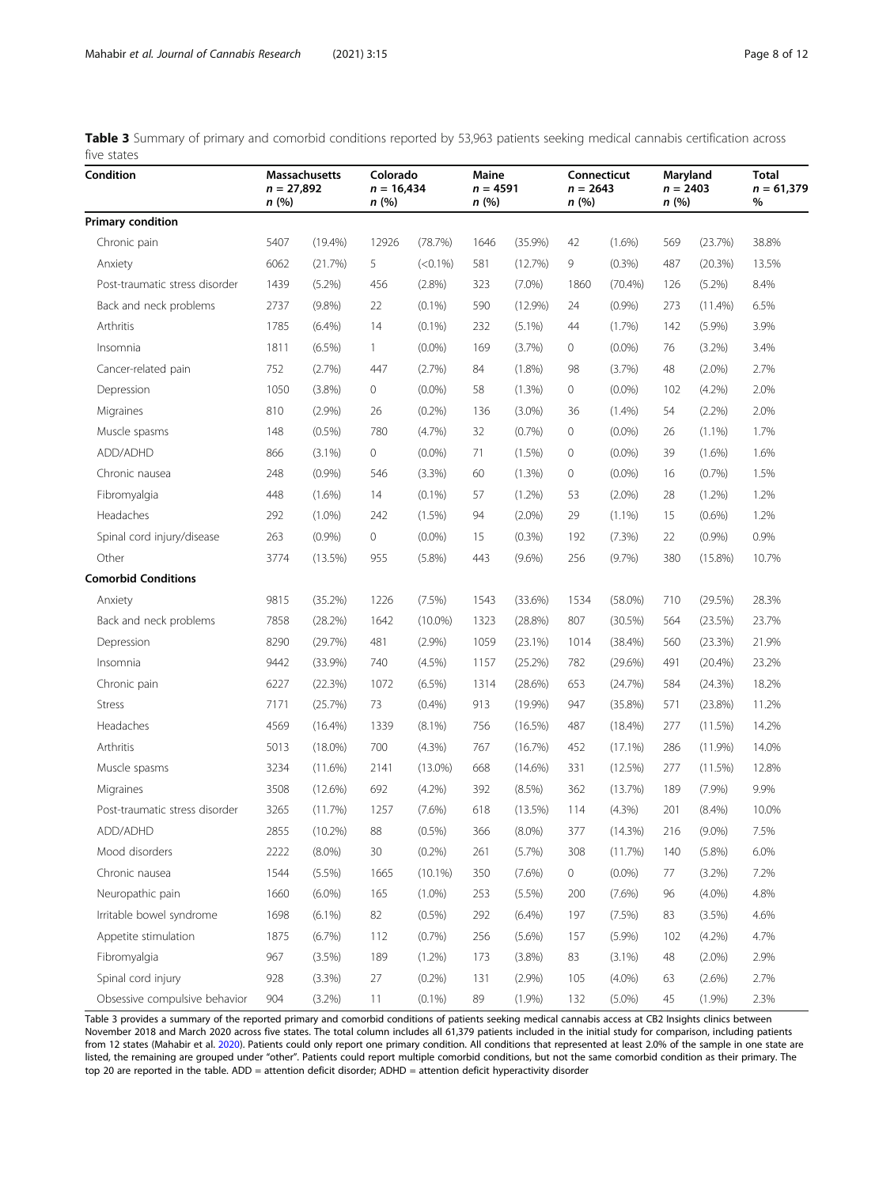**Table 3** Summary of primary and comorbid conditions reported by 53,963 patients seeking medical cannabis certification across five states

| Condition | Massachusetts $n$ = 27,892 $n$ (%) | | Colorado $n$ = 16,434 $n$ (%) | | Maine $n$ = 4591 $n$ (%) | | Connecticut $n$ = 2643 $n$ (%) | | Maryland $n$ = 2403 $n$ (%) | | Total $n$ = 61,379 % |
|---|---|---|---|---|---|---|---|---|---|---|---|
| **Primary condition** | | | | | | | | | | | |
| Chronic pain | 5407 | (19.4%) | 12926 | (78.7%) | 1646 | (35.9%) | 42 | (1.6%) | 569 | (23.7%) | 38.8% |
| Anxiety | 6062 | (21.7%) | 5 | (<0.1%) | 581 | (12.7%) | 9 | (0.3%) | 487 | (20.3%) | 13.5% |
| Post-traumatic stress disorder | 1439 | (5.2%) | 456 | (2.8%) | 323 | (7.0%) | 1860 | (70.4%) | 126 | (5.2%) | 8.4% |
| Back and neck problems | 2737 | (9.8%) | 22 | (0.1%) | 590 | (12.9%) | 24 | (0.9%) | 273 | (11.4%) | 6.5% |
| Arthritis | 1785 | (6.4%) | 14 | (0.1%) | 232 | (5.1%) | 44 | (1.7%) | 142 | (5.9%) | 3.9% |
| Insomnia | 1811 | (6.5%) | 1 | (0.0%) | 169 | (3.7%) | 0 | (0.0%) | 76 | (3.2%) | 3.4% |
| Cancer-related pain | 752 | (2.7%) | 447 | (2.7%) | 84 | (1.8%) | 98 | (3.7%) | 48 | (2.0%) | 2.7% |
| Depression | 1050 | (3.8%) | 0 | (0.0%) | 58 | (1.3%) | 0 | (0.0%) | 102 | (4.2%) | 2.0% |
| Migraines | 810 | (2.9%) | 26 | (0.2%) | 136 | (3.0%) | 36 | (1.4%) | 54 | (2.2%) | 2.0% |
| Muscle spasms | 148 | (0.5%) | 780 | (4.7%) | 32 | (0.7%) | 0 | (0.0%) | 26 | (1.1%) | 1.7% |
| ADD/ADHD | 866 | (3.1%) | 0 | (0.0%) | 71 | (1.5%) | 0 | (0.0%) | 39 | (1.6%) | 1.6% |
| Chronic nausea | 248 | (0.9%) | 546 | (3.3%) | 60 | (1.3%) | 0 | (0.0%) | 16 | (0.7%) | 1.5% |
| Fibromyalgia | 448 | (1.6%) | 14 | (0.1%) | 57 | (1.2%) | 53 | (2.0%) | 28 | (1.2%) | 1.2% |
| Headaches | 292 | (1.0%) | 242 | (1.5%) | 94 | (2.0%) | 29 | (1.1%) | 15 | (0.6%) | 1.2% |
| Spinal cord injury/disease | 263 | (0.9%) | 0 | (0.0%) | 15 | (0.3%) | 192 | (7.3%) | 22 | (0.9%) | 0.9% |
| Other | 3774 | (13.5%) | 955 | (5.8%) | 443 | (9.6%) | 256 | (9.7%) | 380 | (15.8%) | 10.7% |
| **Comorbid Conditions** | | | | | | | | | | | |
| Anxiety | 9815 | (35.2%) | 1226 | (7.5%) | 1543 | (33.6%) | 1534 | (58.0%) | 710 | (29.5%) | 28.3% |
| Back and neck problems | 7858 | (28.2%) | 1642 | (10.0%) | 1323 | (28.8%) | 807 | (30.5%) | 564 | (23.5%) | 23.7% |
| Depression | 8290 | (29.7%) | 481 | (2.9%) | 1059 | (23.1%) | 1014 | (38.4%) | 560 | (23.3%) | 21.9% |
| Insomnia | 9442 | (33.9%) | 740 | (4.5%) | 1157 | (25.2%) | 782 | (29.6%) | 491 | (20.4%) | 23.2% |
| Chronic pain | 6227 | (22.3%) | 1072 | (6.5%) | 1314 | (28.6%) | 653 | (24.7%) | 584 | (24.3%) | 18.2% |
| Stress | 7171 | (25.7%) | 73 | (0.4%) | 913 | (19.9%) | 947 | (35.8%) | 571 | (23.8%) | 11.2% |
| Headaches | 4569 | (16.4%) | 1339 | (8.1%) | 756 | (16.5%) | 487 | (18.4%) | 277 | (11.5%) | 14.2% |
| Arthritis | 5013 | (18.0%) | 700 | (4.3%) | 767 | (16.7%) | 452 | (17.1%) | 286 | (11.9%) | 14.0% |
| Muscle spasms | 3234 | (11.6%) | 2141 | (13.0%) | 668 | (14.6%) | 331 | (12.5%) | 277 | (11.5%) | 12.8% |
| Migraines | 3508 | (12.6%) | 692 | (4.2%) | 392 | (8.5%) | 362 | (13.7%) | 189 | (7.9%) | 9.9% |
| Post-traumatic stress disorder | 3265 | (11.7%) | 1257 | (7.6%) | 618 | (13.5%) | 114 | (4.3%) | 201 | (8.4%) | 10.0% |
| ADD/ADHD | 2855 | (10.2%) | 88 | (0.5%) | 366 | (8.0%) | 377 | (14.3%) | 216 | (9.0%) | 7.5% |
| Mood disorders | 2222 | (8.0%) | 30 | (0.2%) | 261 | (5.7%) | 308 | (11.7%) | 140 | (5.8%) | 6.0% |
| Chronic nausea | 1544 | (5.5%) | 1665 | (10.1%) | 350 | (7.6%) | 0 | (0.0%) | 77 | (3.2%) | 7.2% |
| Neuropathic pain | 1660 | (6.0%) | 165 | (1.0%) | 253 | (5.5%) | 200 | (7.6%) | 96 | (4.0%) | 4.8% |
| Irritable bowel syndrome | 1698 | (6.1%) | 82 | (0.5%) | 292 | (6.4%) | 197 | (7.5%) | 83 | (3.5%) | 4.6% |
| Appetite stimulation | 1875 | (6.7%) | 112 | (0.7%) | 256 | (5.6%) | 157 | (5.9%) | 102 | (4.2%) | 4.7% |
| Fibromyalgia | 967 | (3.5%) | 189 | (1.2%) | 173 | (3.8%) | 83 | (3.1%) | 48 | (2.0%) | 2.9% |
| Spinal cord injury | 928 | (3.3%) | 27 | (0.2%) | 131 | (2.9%) | 105 | (4.0%) | 63 | (2.6%) | 2.7% |
| Obsessive compulsive behavior | 904 | (3.2%) | 11 | (0.1%) | 89 | (1.9%) | 132 | (5.0%) | 45 | (1.9%) | 2.3% |

Table 3 provides a summary of the reported primary and comorbid conditions of patients seeking medical cannabis access at CB2 Insights clinics between November 2018 and March 2020 across five states. The total column includes all 61,379 patients included in the initial study for comparison, including patients from 12 states (Mahabir et al. 2020). Patients could only report one primary condition. All conditions that represented at least 2.0% of the sample in one state are listed, the remaining are grouped under "other". Patients could report multiple comorbid conditions, but not the same comorbid condition as their primary. The top 20 are reported in the table. ADD = attention deficit disorder; ADHD = attention deficit hyperactivity disorder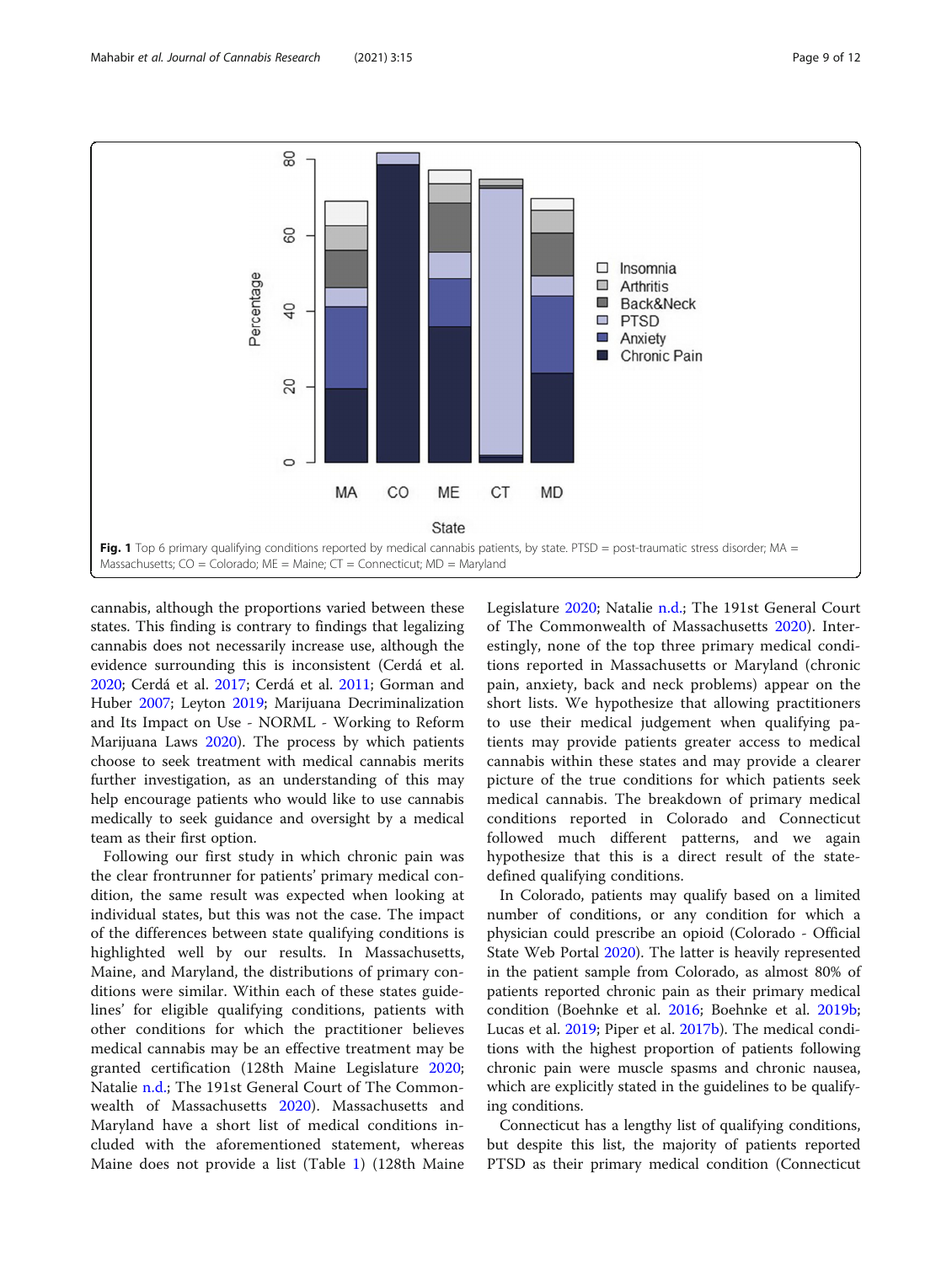Fig. 1 Top 6 primary qualifying conditions reported by medical cannabis patients, by state. PTSD = post-traumatic stress disorder; MA = Massachusetts; CO = Colorado; ME = Maine; CT = Connecticut; MD = Maryland

cannabis, although the proportions varied between these states. This finding is contrary to findings that legalizing cannabis does not necessarily increase use, although the evidence surrounding this is inconsistent (Cerdá et al. 2020; Cerdá et al. 2017; Cerdá et al. 2011; Gorman and Huber 2007; Leyton 2019; Marijuana Decriminalization and Its Impact on Use - NORML - Working to Reform Marijuana Laws 2020). The process by which patients choose to seek treatment with medical cannabis merits further investigation, as an understanding of this may help encourage patients who would like to use cannabis medically to seek guidance and oversight by a medical team as their first option.

Following our first study in which chronic pain was the clear frontrunner for patients' primary medical condition, the same result was expected when looking at individual states, but this was not the case. The impact of the differences between state qualifying conditions is highlighted well by our results. In Massachusetts, Maine, and Maryland, the distributions of primary conditions were similar. Within each of these states guidelines' for eligible qualifying conditions, patients with other conditions for which the practitioner believes medical cannabis may be an effective treatment may be granted certification (128th Maine Legislature 2020; Natalie n.d.; The 191st General Court of The Commonwealth of Massachusetts 2020). Massachusetts and Maryland have a short list of medical conditions included with the aforementioned statement, whereas Maine does not provide a list (Table 1) (128th Maine Legislature 2020; Natalie n.d.; The 191st General Court of The Commonwealth of Massachusetts 2020). Interestingly, none of the top three primary medical conditions reported in Massachusetts or Maryland (chronic pain, anxiety, back and neck problems) appear on the short lists. We hypothesize that allowing practitioners to use their medical judgement when qualifying patients may provide patients greater access to medical cannabis within these states and may provide a clearer picture of the true conditions for which patients seek medical cannabis. The breakdown of primary medical conditions reported in Colorado and Connecticut followed much different patterns, and we again hypothesize that this is a direct result of the state-defined qualifying conditions.

In Colorado, patients may qualify based on a limited number of conditions, or any condition for which a physician could prescribe an opioid (Colorado - Official State Web Portal 2020). The latter is heavily represented in the patient sample from Colorado, as almost 80% of patients reported chronic pain as their primary medical condition (Boehnke et al. 2016; Boehnke et al. 2019b; Lucas et al. 2019; Piper et al. 2017b). The medical conditions with the highest proportion of patients following chronic pain were muscle spasms and chronic nausea, which are explicitly stated in the guidelines to be qualifying conditions.

Connecticut has a lengthy list of qualifying conditions, but despite this list, the majority of patients reported PTSD as their primary medical condition (Connecticut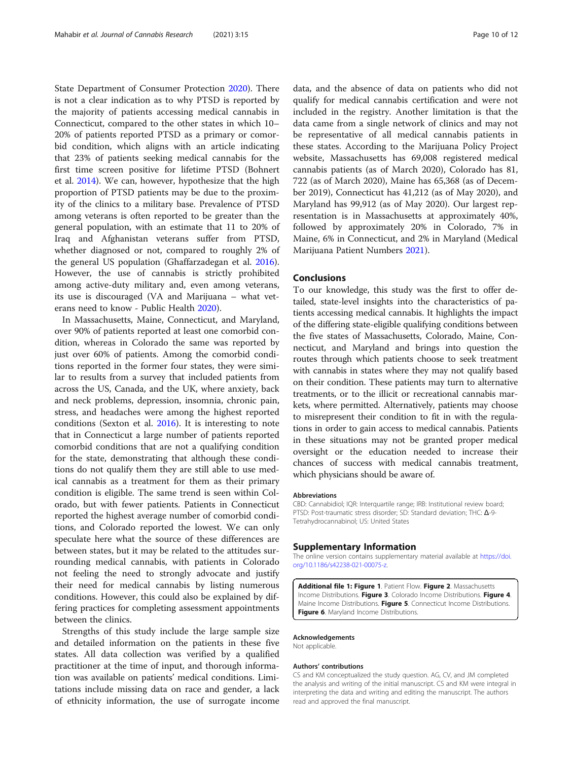State Department of Consumer Protection 2020). There is not a clear indication as to why PTSD is reported by the majority of patients accessing medical cannabis in Connecticut, compared to the other states in which 10–20% of patients reported PTSD as a primary or comorbid condition, which aligns with an article indicating that 23% of patients seeking medical cannabis for the first time screen positive for lifetime PTSD (Bohnert et al. 2014). We can, however, hypothesize that the high proportion of PTSD patients may be due to the proximity of the clinics to a military base. Prevalence of PTSD among veterans is often reported to be greater than the general population, with an estimate that 11 to 20% of Iraq and Afghanistan veterans suffer from PTSD, whether diagnosed or not, compared to roughly 2% of the general US population (Ghaffarzadegan et al. 2016). However, the use of cannabis is strictly prohibited among active-duty military and, even among veterans, its use is discouraged (VA and Marijuana – what veterans need to know - Public Health 2020).

In Massachusetts, Maine, Connecticut, and Maryland, over 90% of patients reported at least one comorbid condition, whereas in Colorado the same was reported by just over 60% of patients. Among the comorbid conditions reported in the former four states, they were similar to results from a survey that included patients from across the US, Canada, and the UK, where anxiety, back and neck problems, depression, insomnia, chronic pain, stress, and headaches were among the highest reported conditions (Sexton et al. 2016). It is interesting to note that in Connecticut a large number of patients reported comorbid conditions that are not a qualifying condition for the state, demonstrating that although these conditions do not qualify them they are still able to use medical cannabis as a treatment for them as their primary condition is eligible. The same trend is seen within Colorado, but with fewer patients. Patients in Connecticut reported the highest average number of comorbid conditions, and Colorado reported the lowest. We can only speculate here what the source of these differences are between states, but it may be related to the attitudes surrounding medical cannabis, with patients in Colorado not feeling the need to strongly advocate and justify their need for medical cannabis by listing numerous conditions. However, this could also be explained by differing practices for completing assessment appointments between the clinics.

Strengths of this study include the large sample size and detailed information on the patients in these five states. All data collection was verified by a qualified practitioner at the time of input, and thorough information was available on patients' medical conditions. Limitations include missing data on race and gender, a lack of ethnicity information, the use of surrogate income data, and the absence of data on patients who did not qualify for medical cannabis certification and were not included in the registry. Another limitation is that the data came from a single network of clinics and may not be representative of all medical cannabis patients in these states. According to the Marijuana Policy Project website, Massachusetts has 69,008 registered medical cannabis patients (as of March 2020), Colorado has 81,722 (as of March 2020), Maine has 65,368 (as of December 2019), Connecticut has 41,212 (as of May 2020), and Maryland has 99,912 (as of May 2020). Our largest representation is in Massachusetts at approximately 40%, followed by approximately 20% in Colorado, 7% in Maine, 6% in Connecticut, and 2% in Maryland (Medical Marijuana Patient Numbers 2021).

## Conclusions

To our knowledge, this study was the first to offer detailed, state-level insights into the characteristics of patients accessing medical cannabis. It highlights the impact of the differing state-eligible qualifying conditions between the five states of Massachusetts, Colorado, Maine, Connecticut, and Maryland and brings into question the routes through which patients choose to seek treatment with cannabis in states where they may not qualify based on their condition. These patients may turn to alternative treatments, or to the illicit or recreational cannabis markets, where permitted. Alternatively, patients may choose to misrepresent their condition to fit in with the regulations in order to gain access to medical cannabis. Patients in these situations may not be granted proper medical oversight or the education needed to increase their chances of success with medical cannabis treatment, which physicians should be aware of.

#### Abbreviations

CBD: Cannabidiol; IQR: Interquartile range; IRB: Institutional review board; PTSD: Post-traumatic stress disorder; SD: Standard deviation; THC: Δ-9-Tetrahydrocannabinol; US: United States

## Supplementary Information

The online version contains supplementary material available at https://doi.org/10.1186/s42238-021-00075-z.

**Additional file 1: Figure 1**. Patient Flow. **Figure 2**. Massachusetts Income Distributions. **Figure 3**. Colorado Income Distributions. **Figure 4**. Maine Income Distributions. **Figure 5**. Connecticut Income Distributions. **Figure 6**. Maryland Income Distributions.

#### Acknowledgements

Not applicable.

#### Authors' contributions

CS and KM conceptualized the study question. AG, CV, and JM completed the analysis and writing of the initial manuscript. CS and KM were integral in interpreting the data and writing and editing the manuscript. The authors read and approved the final manuscript.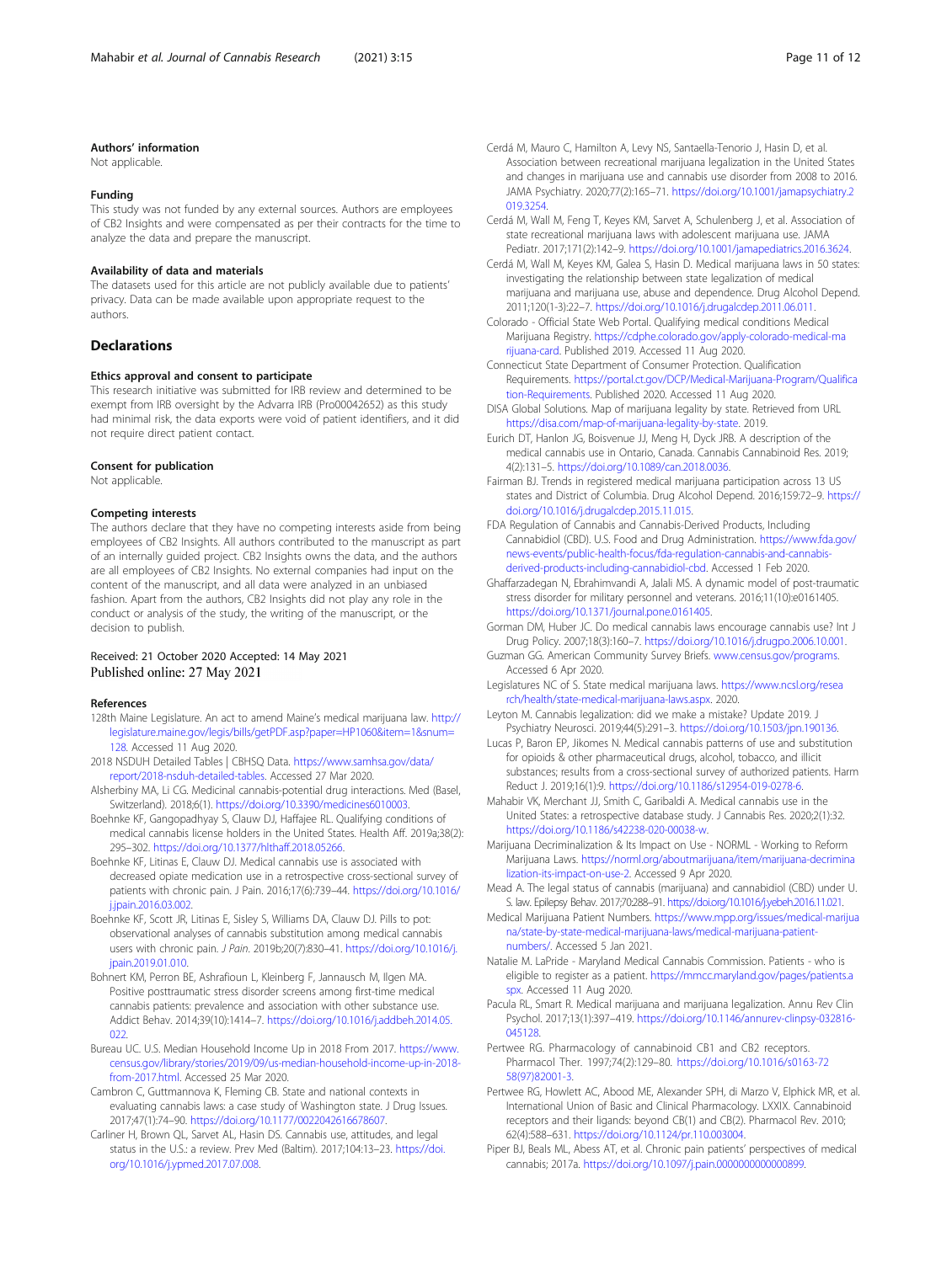### Authors' information

Not applicable.

### Funding

This study was not funded by any external sources. Authors are employees of CB2 Insights and were compensated as per their contracts for the time to analyze the data and prepare the manuscript.

### Availability of data and materials

The datasets used for this article are not publicly available due to patients' privacy. Data can be made available upon appropriate request to the authors.

## Declarations

### Ethics approval and consent to participate

This research initiative was submitted for IRB review and determined to be exempt from IRB oversight by the Advarra IRB (Pro00042652) as this study had minimal risk, the data exports were void of patient identifiers, and it did not require direct patient contact.

### Consent for publication

Not applicable.

### Competing interests

The authors declare that they have no competing interests aside from being employees of CB2 Insights. All authors contributed to the manuscript as part of an internally guided project. CB2 Insights owns the data, and the authors are all employees of CB2 Insights. No external companies had input on the content of the manuscript, and all data were analyzed in an unbiased fashion. Apart from the authors, CB2 Insights did not play any role in the conduct or analysis of the study, the writing of the manuscript, or the decision to publish.

Received: 21 October 2020 Accepted: 14 May 2021
Published online: 27 May 2021

### References

128th Maine Legislature. An act to amend Maine's medical marijuana law. http://legislature.maine.gov/legis/bills/getPDF.asp?paper=HP1060&item=1&snum=128. Accessed 11 Aug 2020.

2018 NSDUH Detailed Tables | CBHSQ Data. https://www.samhsa.gov/data/report/2018-nsduh-detailed-tables. Accessed 27 Mar 2020.

Alsherbiny MA, Li CG. Medicinal cannabis-potential drug interactions. Med (Basel, Switzerland). 2018;6(1). https://doi.org/10.3390/medicines6010003.

Boehnke KF, Gangopadhyay S, Clauw DJ, Haffajee RL. Qualifying conditions of medical cannabis license holders in the United States. Health Aff. 2019a;38(2): 295–302. https://doi.org/10.1377/hlthaff.2018.05266.

Boehnke KF, Litinas E, Clauw DJ. Medical cannabis use is associated with decreased opiate medication use in a retrospective cross-sectional survey of patients with chronic pain. J Pain. 2016;17(6):739–44. https://doi.org/10.1016/j.jpain.2016.03.002.

Boehnke KF, Scott JR, Litinas E, Sisley S, Williams DA, Clauw DJ. Pills to pot: observational analyses of cannabis substitution among medical cannabis users with chronic pain. *J Pain*. 2019b;20(7):830–41. https://doi.org/10.1016/j.jpain.2019.01.010.

Bohnert KM, Perron BE, Ashrafioun L, Kleinberg F, Jannausch M, Ilgen MA. Positive posttraumatic stress disorder screens among first-time medical cannabis patients: prevalence and association with other substance use. Addict Behav. 2014;39(10):1414–7. https://doi.org/10.1016/j.addbeh.2014.05.022.

Bureau UC. U.S. Median Household Income Up in 2018 From 2017. https://www.census.gov/library/stories/2019/09/us-median-household-income-up-in-2018-from-2017.html. Accessed 25 Mar 2020.

Cambron C, Guttmannova K, Fleming CB. State and national contexts in evaluating cannabis laws: a case study of Washington state. J Drug Issues. 2017;47(1):74–90. https://doi.org/10.1177/0022042616678607.

Carliner H, Brown QL, Sarvet AL, Hasin DS. Cannabis use, attitudes, and legal status in the U.S.: a review. Prev Med (Baltim). 2017;104:13–23. https://doi.org/10.1016/j.ypmed.2017.07.008.

Cerdá M, Mauro C, Hamilton A, Levy NS, Santaella-Tenorio J, Hasin D, et al. Association between recreational marijuana legalization in the United States and changes in marijuana use and cannabis use disorder from 2008 to 2016. JAMA Psychiatry. 2020;77(2):165–71. https://doi.org/10.1001/jamapsychiatry.2019.3254.

Cerdá M, Wall M, Feng T, Keyes KM, Sarvet A, Schulenberg J, et al. Association of state recreational marijuana laws with adolescent marijuana use. JAMA Pediatr. 2017;171(2):142–9. https://doi.org/10.1001/jamapediatrics.2016.3624.

Cerdá M, Wall M, Keyes KM, Galea S, Hasin D. Medical marijuana laws in 50 states: investigating the relationship between state legalization of medical marijuana and marijuana use, abuse and dependence. Drug Alcohol Depend. 2011;120(1-3):22–7. https://doi.org/10.1016/j.drugalcdep.2011.06.011.

Colorado - Official State Web Portal. Qualifying medical conditions Medical Marijuana Registry. https://cdphe.colorado.gov/apply-colorado-medical-marijuana-card. Published 2019. Accessed 11 Aug 2020.

Connecticut State Department of Consumer Protection. Qualification Requirements. https://portal.ct.gov/DCP/Medical-Marijuana-Program/Qualification-Requirements. Published 2020. Accessed 11 Aug 2020.

DISA Global Solutions. Map of marijuana legality by state. Retrieved from URL https://disa.com/map-of-marijuana-legality-by-state. 2019.

Eurich DT, Hanlon JG, Boisvenue JJ, Meng H, Dyck JRB. A description of the medical cannabis use in Ontario, Canada. Cannabis Cannabinoid Res. 2019; 4(2):131–5. https://doi.org/10.1089/can.2018.0036.

Fairman BJ. Trends in registered medical marijuana participation across 13 US states and District of Columbia. Drug Alcohol Depend. 2016;159:72–9. https://doi.org/10.1016/j.drugalcdep.2015.11.015.

FDA Regulation of Cannabis and Cannabis-Derived Products, Including Cannabidiol (CBD). U.S. Food and Drug Administration. https://www.fda.gov/news-events/public-health-focus/fda-regulation-cannabis-and-cannabis-derived-products-including-cannabidiol-cbd. Accessed 1 Feb 2020.

Ghaffarzadegan N, Ebrahimvandi A, Jalali MS. A dynamic model of post-traumatic stress disorder for military personnel and veterans. 2016;11(10):e0161405. https://doi.org/10.1371/journal.pone.0161405.

Gorman DM, Huber JC. Do medical cannabis laws encourage cannabis use? Int J Drug Policy. 2007;18(3):160–7. https://doi.org/10.1016/j.drugpo.2006.10.001.

Guzman GG. American Community Survey Briefs. www.census.gov/programs. Accessed 6 Apr 2020.

Legislatures NC of S. State medical marijuana laws. https://www.ncsl.org/research/health/state-medical-marijuana-laws.aspx. 2020.

Leyton M. Cannabis legalization: did we make a mistake? Update 2019. J Psychiatry Neurosci. 2019;44(5):291–3. https://doi.org/10.1503/jpn.190136.

Lucas P, Baron EP, Jikomes N. Medical cannabis patterns of use and substitution for opioids & other pharmaceutical drugs, alcohol, tobacco, and illicit substances; results from a cross-sectional survey of authorized patients. Harm Reduct J. 2019;16(1):9. https://doi.org/10.1186/s12954-019-0278-6.

Mahabir VK, Merchant JJ, Smith C, Garibaldi A. Medical cannabis use in the United States: a retrospective database study. J Cannabis Res. 2020;2(1):32. https://doi.org/10.1186/s42238-020-00038-w.

Marijuana Decriminalization & Its Impact on Use - NORML - Working to Reform Marijuana Laws. https://norml.org/aboutmarijuana/item/marijuana-decriminalization-its-impact-on-use-2. Accessed 9 Apr 2020.

Mead A. The legal status of cannabis (marijuana) and cannabidiol (CBD) under U. S. law. Epilepsy Behav. 2017;70:288–91. https://doi.org/10.1016/j.yebeh.2016.11.021.

Medical Marijuana Patient Numbers. https://www.mpp.org/issues/medical-marijuana/state-by-state-medical-marijuana-laws/medical-marijuana-patient-numbers/. Accessed 5 Jan 2021.

Natalie M. LaPride - Maryland Medical Cannabis Commission. Patients - who is eligible to register as a patient. https://mmcc.maryland.gov/pages/patients.aspx. Accessed 11 Aug 2020.

Pacula RL, Smart R. Medical marijuana and marijuana legalization. Annu Rev Clin Psychol. 2017;13(1):397–419. https://doi.org/10.1146/annurev-clinpsy-032816-045128.

Pertwee RG. Pharmacology of cannabinoid CB1 and CB2 receptors. Pharmacol Ther. 1997;74(2):129–80. https://doi.org/10.1016/s0163-7258(97)82001-3.

Pertwee RG, Howlett AC, Abood ME, Alexander SPH, di Marzo V, Elphick MR, et al. International Union of Basic and Clinical Pharmacology. LXXIX. Cannabinoid receptors and their ligands: beyond CB(1) and CB(2). Pharmacol Rev. 2010; 62(4):588–631. https://doi.org/10.1124/pr.110.003004.

Piper BJ, Beals ML, Abess AT, et al. Chronic pain patients' perspectives of medical cannabis; 2017a. https://doi.org/10.1097/j.pain.0000000000000899.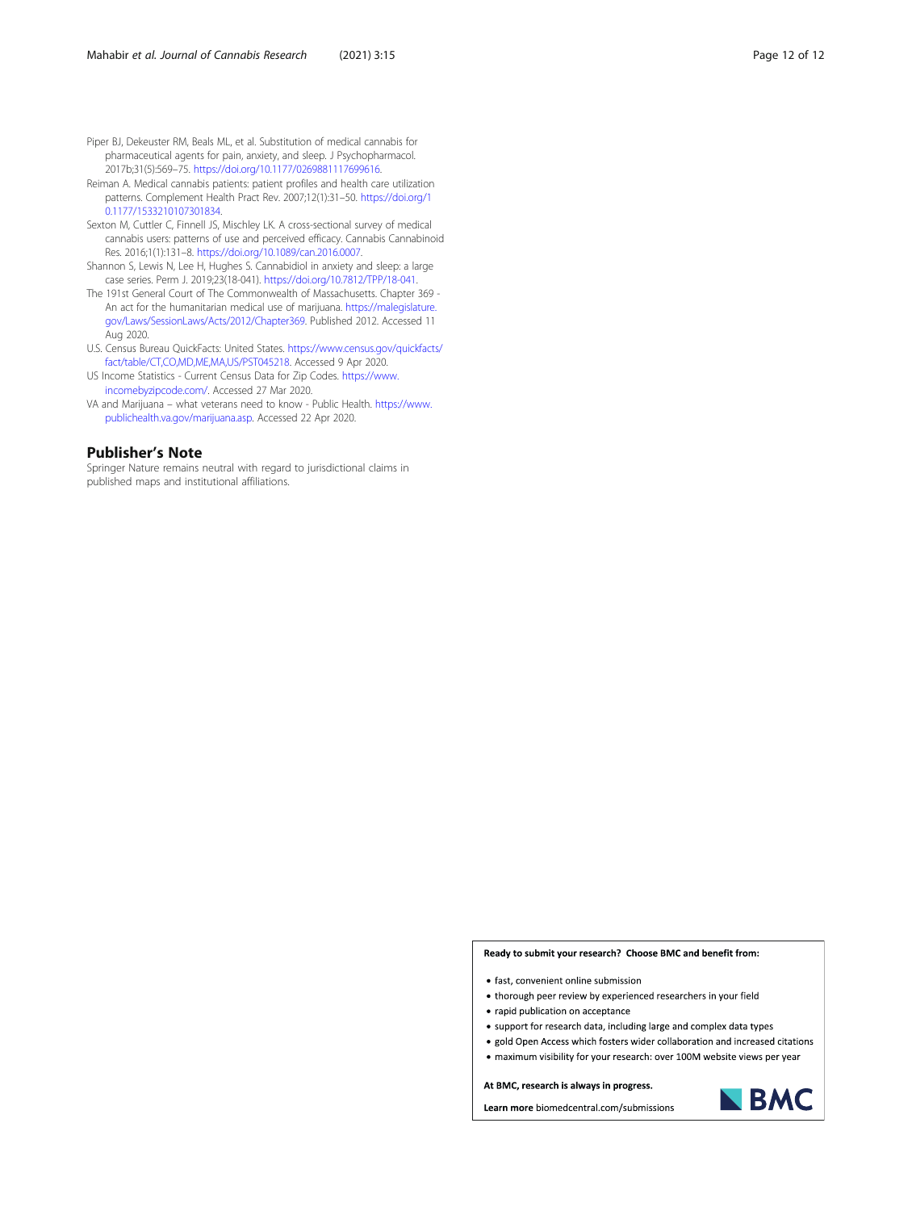Piper BJ, Dekeuster RM, Beals ML, et al. Substitution of medical cannabis for pharmaceutical agents for pain, anxiety, and sleep. J Psychopharmacol. 2017b;31(5):569–75. https://doi.org/10.1177/0269881117699616.

Reiman A. Medical cannabis patients: patient profiles and health care utilization patterns. Complement Health Pract Rev. 2007;12(1):31–50. https://doi.org/10.1177/1533210107301834.

Sexton M, Cuttler C, Finnell JS, Mischley LK. A cross-sectional survey of medical cannabis users: patterns of use and perceived efficacy. Cannabis Cannabinoid Res. 2016;1(1):131–8. https://doi.org/10.1089/can.2016.0007.

Shannon S, Lewis N, Lee H, Hughes S. Cannabidiol in anxiety and sleep: a large case series. Perm J. 2019;23(18-041). https://doi.org/10.7812/TPP/18-041.

The 191st General Court of The Commonwealth of Massachusetts. Chapter 369 - An act for the humanitarian medical use of marijuana. https://malegislature.gov/Laws/SessionLaws/Acts/2012/Chapter369. Published 2012. Accessed 11 Aug 2020.

U.S. Census Bureau QuickFacts: United States. https://www.census.gov/quickfacts/fact/table/CT,CO,MD,ME,MA,US/PST045218. Accessed 9 Apr 2020.

US Income Statistics - Current Census Data for Zip Codes. https://www.incomebyzipcode.com/. Accessed 27 Mar 2020.

VA and Marijuana – what veterans need to know - Public Health. https://www.publichealth.va.gov/marijuana.asp. Accessed 22 Apr 2020.

## Publisher's Note

Springer Nature remains neutral with regard to jurisdictional claims in published maps and institutional affiliations.